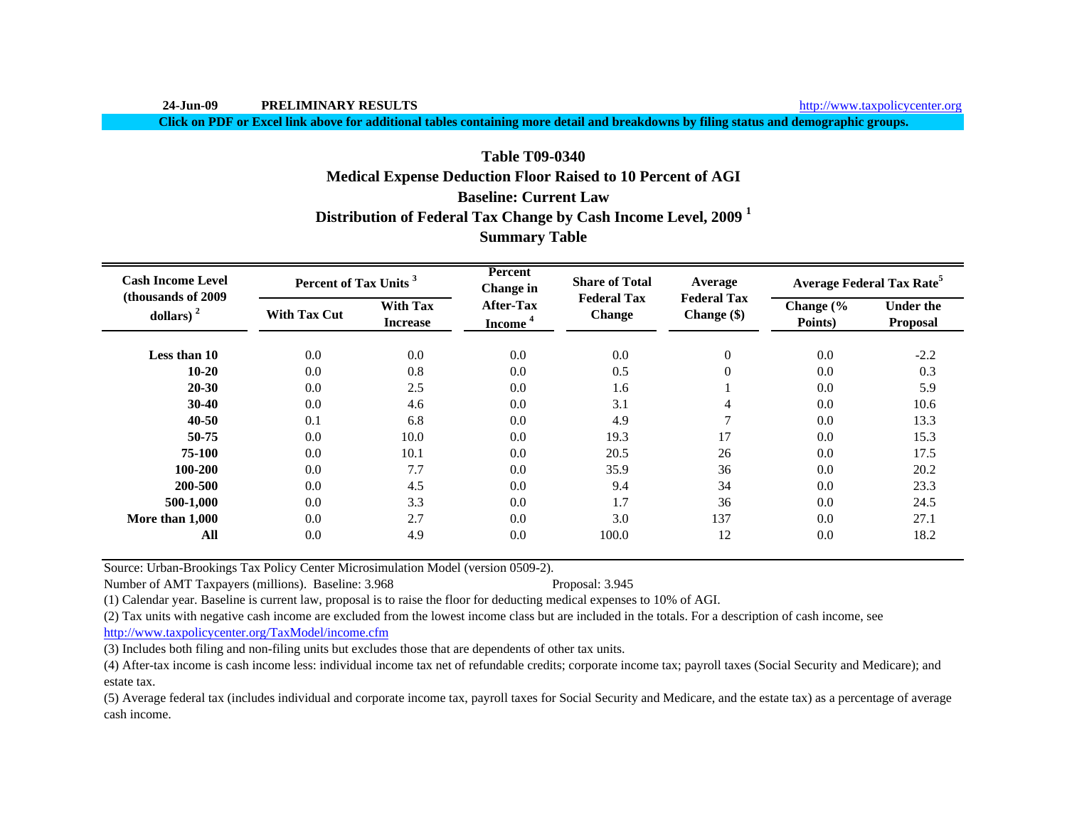24-Jun-09 **PRELIMINARY RESULTS** http://www.taxpolicycenter.org

**Click on PDF or Excel link above for additional tables containing more detail and breakdowns by filing status and demographic groups.**

# Table T09-0340
## Medical Expense Deduction Floor Raised to 10 Percent of AGI
## Baseline: Current Law
## Distribution of Federal Tax Change by Cash Income Level, 2009 [1]
## Summary Table

| Cash Income Level (thousands of 2009 dollars) [2] | Percent of Tax Units [3] | | Percent Change in After-Tax Income [4] | Share of Total Federal Tax Change | Average Federal Tax Change ($) | Average Federal Tax Rate[5] | |
|---|---|---|---|---|---|---|---|
| | With Tax Cut | With Tax Increase | | | | Change (% Points) | Under the Proposal |
| **Less than 10** | 0.0 | 0.0 | 0.0 | 0.0 | 0 | 0.0 | -2.2 |
| **10-20** | 0.0 | 0.8 | 0.0 | 0.5 | 0 | 0.0 | 0.3 |
| **20-30** | 0.0 | 2.5 | 0.0 | 1.6 | 1 | 0.0 | 5.9 |
| **30-40** | 0.0 | 4.6 | 0.0 | 3.1 | 4 | 0.0 | 10.6 |
| **40-50** | 0.1 | 6.8 | 0.0 | 4.9 | 7 | 0.0 | 13.3 |
| **50-75** | 0.0 | 10.0 | 0.0 | 19.3 | 17 | 0.0 | 15.3 |
| **75-100** | 0.0 | 10.1 | 0.0 | 20.5 | 26 | 0.0 | 17.5 |
| **100-200** | 0.0 | 7.7 | 0.0 | 35.9 | 36 | 0.0 | 20.2 |
| **200-500** | 0.0 | 4.5 | 0.0 | 9.4 | 34 | 0.0 | 23.3 |
| **500-1,000** | 0.0 | 3.3 | 0.0 | 1.7 | 36 | 0.0 | 24.5 |
| **More than 1,000** | 0.0 | 2.7 | 0.0 | 3.0 | 137 | 0.0 | 27.1 |
| **All** | 0.0 | 4.9 | 0.0 | 100.0 | 12 | 0.0 | 18.2 |

Source: Urban-Brookings Tax Policy Center Microsimulation Model (version 0509-2).

Number of AMT Taxpayers (millions). Baseline: 3.968 Proposal: 3.945

(1) Calendar year. Baseline is current law, proposal is to raise the floor for deducting medical expenses to 10% of AGI.

(2) Tax units with negative cash income are excluded from the lowest income class but are included in the totals. For a description of cash income, see http://www.taxpolicycenter.org/TaxModel/income.cfm

(3) Includes both filing and non-filing units but excludes those that are dependents of other tax units.

(4) After-tax income is cash income less: individual income tax net of refundable credits; corporate income tax; payroll taxes (Social Security and Medicare); and estate tax.

(5) Average federal tax (includes individual and corporate income tax, payroll taxes for Social Security and Medicare, and the estate tax) as a percentage of average cash income.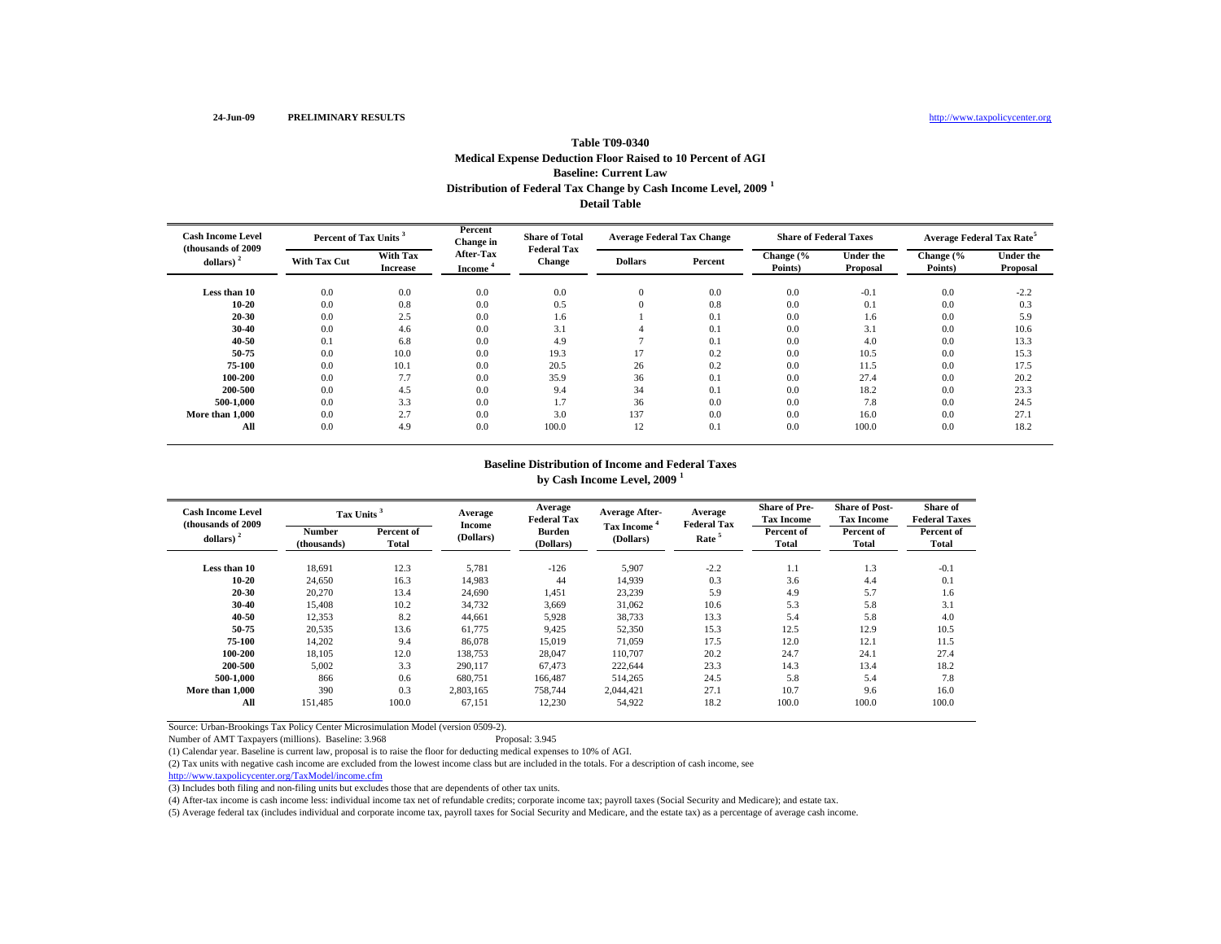24-Jun-09 **PRELIMINARY RESULTS** http://www.taxpolicycenter.org

### Table T09-0340
### Medical Expense Deduction Floor Raised to 10 Percent of AGI
### Baseline: Current Law
### Distribution of Federal Tax Change by Cash Income Level, 2009 [1]
### Detail Table

| Cash Income Level (thousands of 2009 dollars) [2] | Percent of Tax Units [3] | | Percent Change in After-Tax Income [4] | Share of Total Federal Tax Change | Average Federal Tax Change | | Share of Federal Taxes | | Average Federal Tax Rate[5] | |
|---|---|---|---|---|---|---|---|---|---|---|
| | With Tax Cut | With Tax Increase | | | Dollars | Percent | Change (% Points) | Under the Proposal | Change (% Points) | Under the Proposal |
| Less than 10 | 0.0 | 0.0 | 0.0 | 0.0 | 0 | 0.0 | 0.0 | -0.1 | 0.0 | -2.2 |
| 10-20 | 0.0 | 0.8 | 0.0 | 0.5 | 0 | 0.8 | 0.0 | 0.1 | 0.0 | 0.3 |
| 20-30 | 0.0 | 2.5 | 0.0 | 1.6 | 1 | 0.1 | 0.0 | 1.6 | 0.0 | 5.9 |
| 30-40 | 0.0 | 4.6 | 0.0 | 3.1 | 4 | 0.1 | 0.0 | 3.1 | 0.0 | 10.6 |
| 40-50 | 0.1 | 6.8 | 0.0 | 4.9 | 7 | 0.1 | 0.0 | 4.0 | 0.0 | 13.3 |
| 50-75 | 0.0 | 10.0 | 0.0 | 19.3 | 17 | 0.2 | 0.0 | 10.5 | 0.0 | 15.3 |
| 75-100 | 0.0 | 10.1 | 0.0 | 20.5 | 26 | 0.2 | 0.0 | 11.5 | 0.0 | 17.5 |
| 100-200 | 0.0 | 7.7 | 0.0 | 35.9 | 36 | 0.1 | 0.0 | 27.4 | 0.0 | 20.2 |
| 200-500 | 0.0 | 4.5 | 0.0 | 9.4 | 34 | 0.1 | 0.0 | 18.2 | 0.0 | 23.3 |
| 500-1,000 | 0.0 | 3.3 | 0.0 | 1.7 | 36 | 0.0 | 0.0 | 7.8 | 0.0 | 24.5 |
| More than 1,000 | 0.0 | 2.7 | 0.0 | 3.0 | 137 | 0.0 | 0.0 | 16.0 | 0.0 | 27.1 |
| All | 0.0 | 4.9 | 0.0 | 100.0 | 12 | 0.1 | 0.0 | 100.0 | 0.0 | 18.2 |

### Baseline Distribution of Income and Federal Taxes by Cash Income Level, 2009 [1]

| Cash Income Level (thousands of 2009 dollars) [2] | Tax Units [3] | | Average Income (Dollars) | Average Federal Tax Burden (Dollars) | Average After-Tax Income [4] (Dollars) | Average Federal Tax Rate [5] | Share of Pre-Tax Income | Share of Post-Tax Income | Share of Federal Taxes |
|---|---|---|---|---|---|---|---|---|---|
| | Number (thousands) | Percent of Total | | | | | Percent of Total | Percent of Total | Percent of Total |
| Less than 10 | 18,691 | 12.3 | 5,781 | -126 | 5,907 | -2.2 | 1.1 | 1.3 | -0.1 |
| 10-20 | 24,650 | 16.3 | 14,983 | 44 | 14,939 | 0.3 | 3.6 | 4.4 | 0.1 |
| 20-30 | 20,270 | 13.4 | 24,690 | 1,451 | 23,239 | 5.9 | 4.9 | 5.7 | 1.6 |
| 30-40 | 15,408 | 10.2 | 34,732 | 3,669 | 31,062 | 10.6 | 5.3 | 5.8 | 3.1 |
| 40-50 | 12,353 | 8.2 | 44,661 | 5,928 | 38,733 | 13.3 | 5.4 | 5.8 | 4.0 |
| 50-75 | 20,535 | 13.6 | 61,775 | 9,425 | 52,350 | 15.3 | 12.5 | 12.9 | 10.5 |
| 75-100 | 14,202 | 9.4 | 86,078 | 15,019 | 71,059 | 17.5 | 12.0 | 12.1 | 11.5 |
| 100-200 | 18,105 | 12.0 | 138,753 | 28,047 | 110,707 | 20.2 | 24.7 | 24.1 | 27.4 |
| 200-500 | 5,002 | 3.3 | 290,117 | 67,473 | 222,644 | 23.3 | 14.3 | 13.4 | 18.2 |
| 500-1,000 | 866 | 0.6 | 680,751 | 166,487 | 514,265 | 24.5 | 5.8 | 5.4 | 7.8 |
| More than 1,000 | 390 | 0.3 | 2,803,165 | 758,744 | 2,044,421 | 27.1 | 10.7 | 9.6 | 16.0 |
| All | 151,485 | 100.0 | 67,151 | 12,230 | 54,922 | 18.2 | 100.0 | 100.0 | 100.0 |

Source: Urban-Brookings Tax Policy Center Microsimulation Model (version 0509-2).

Number of AMT Taxpayers (millions). Baseline: 3.968 Proposal: 3.945

(1) Calendar year. Baseline is current law, proposal is to raise the floor for deducting medical expenses to 10% of AGI.

(2) Tax units with negative cash income are excluded from the lowest income class but are included in the totals. For a description of cash income, see http://www.taxpolicycenter.org/TaxModel/income.cfm

(3) Includes both filing and non-filing units but excludes those that are dependents of other tax units.

(4) After-tax income is cash income less: individual income tax net of refundable credits; corporate income tax; payroll taxes (Social Security and Medicare); and estate tax.

(5) Average federal tax (includes individual and corporate income tax, payroll taxes for Social Security and Medicare, and the estate tax) as a percentage of average cash income.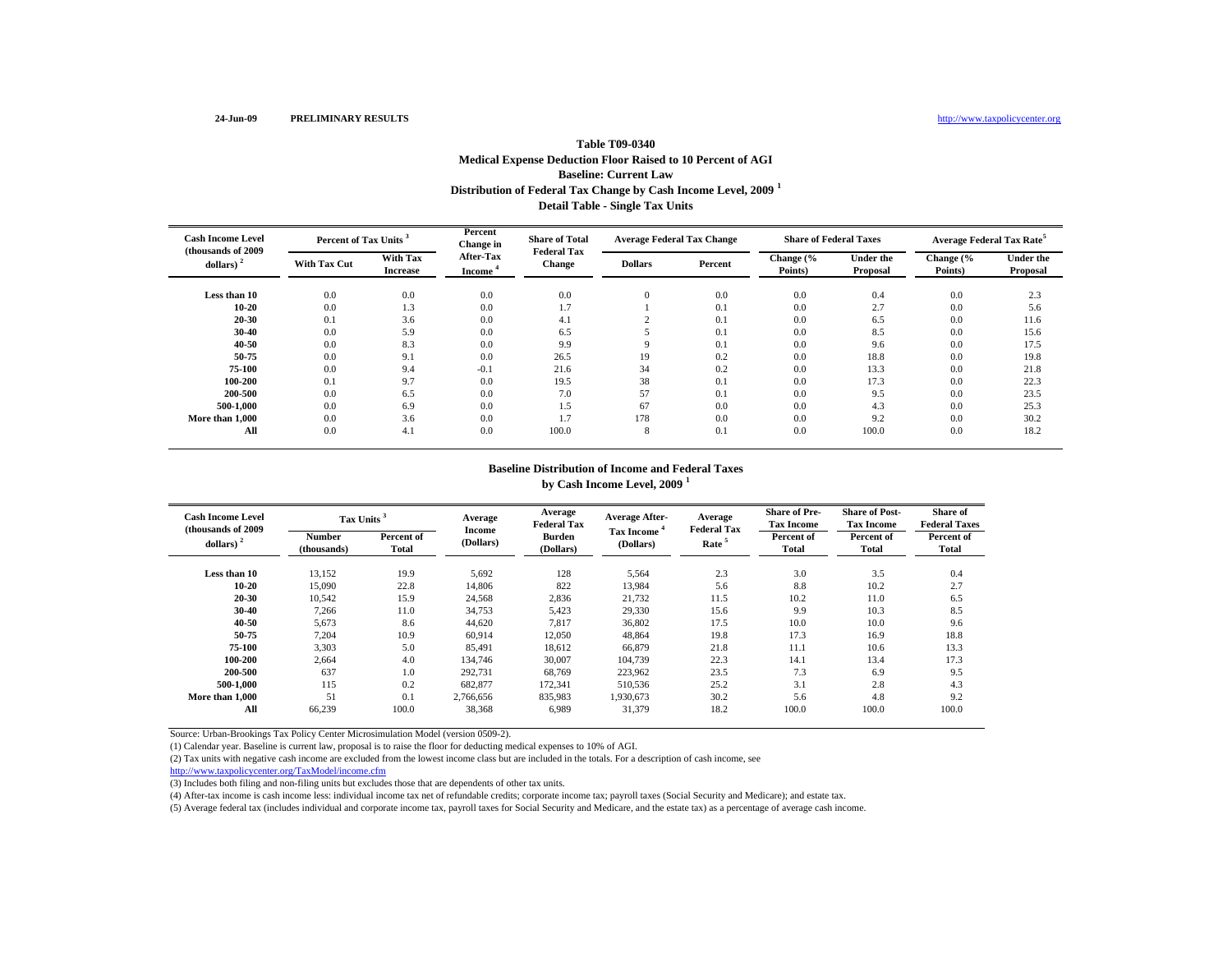24-Jun-09 **PRELIMINARY RESULTS** http://www.taxpolicycenter.org

## Table T09-0340
### Medical Expense Deduction Floor Raised to 10 Percent of AGI
### Baseline: Current Law
### Distribution of Federal Tax Change by Cash Income Level, 2009 [1]
### Detail Table - Single Tax Units

| Cash Income Level (thousands of 2009 dollars) [2] | Percent of Tax Units [3] | | Percent Change in After-Tax Income [4] | Share of Total Federal Tax Change | Average Federal Tax Change | | Share of Federal Taxes | | Average Federal Tax Rate[5] | |
|---|---|---|---|---|---|---|---|---|---|---|
| | With Tax Cut | With Tax Increase | | | Dollars | Percent | Change (% Points) | Under the Proposal | Change (% Points) | Under the Proposal |
| Less than 10 | 0.0 | 0.0 | 0.0 | 0.0 | 0 | 0.0 | 0.0 | 0.4 | 0.0 | 2.3 |
| 10-20 | 0.0 | 1.3 | 0.0 | 1.7 | 1 | 0.1 | 0.0 | 2.7 | 0.0 | 5.6 |
| 20-30 | 0.1 | 3.6 | 0.0 | 4.1 | 2 | 0.1 | 0.0 | 6.5 | 0.0 | 11.6 |
| 30-40 | 0.0 | 5.9 | 0.0 | 6.5 | 5 | 0.1 | 0.0 | 8.5 | 0.0 | 15.6 |
| 40-50 | 0.0 | 8.3 | 0.0 | 9.9 | 9 | 0.1 | 0.0 | 9.6 | 0.0 | 17.5 |
| 50-75 | 0.0 | 9.1 | 0.0 | 26.5 | 19 | 0.2 | 0.0 | 18.8 | 0.0 | 19.8 |
| 75-100 | 0.0 | 9.4 | -0.1 | 21.6 | 34 | 0.2 | 0.0 | 13.3 | 0.0 | 21.8 |
| 100-200 | 0.1 | 9.7 | 0.0 | 19.5 | 38 | 0.1 | 0.0 | 17.3 | 0.0 | 22.3 |
| 200-500 | 0.0 | 6.5 | 0.0 | 7.0 | 57 | 0.1 | 0.0 | 9.5 | 0.0 | 23.5 |
| 500-1,000 | 0.0 | 6.9 | 0.0 | 1.5 | 67 | 0.0 | 0.0 | 4.3 | 0.0 | 25.3 |
| More than 1,000 | 0.0 | 3.6 | 0.0 | 1.7 | 178 | 0.0 | 0.0 | 9.2 | 0.0 | 30.2 |
| All | 0.0 | 4.1 | 0.0 | 100.0 | 8 | 0.1 | 0.0 | 100.0 | 0.0 | 18.2 |

### Baseline Distribution of Income and Federal Taxes by Cash Income Level, 2009 [1]

| Cash Income Level (thousands of 2009 dollars) [2] | Tax Units [3] | | Average Income (Dollars) | Average Federal Tax Burden (Dollars) | Average After-Tax Income [4] (Dollars) | Average Federal Tax Rate [5] | Share of Pre-Tax Income | Share of Post-Tax Income | Share of Federal Taxes |
|---|---|---|---|---|---|---|---|---|---|
| | Number (thousands) | Percent of Total | | | | | Percent of Total | Percent of Total | Percent of Total |
| Less than 10 | 13,152 | 19.9 | 5,692 | 128 | 5,564 | 2.3 | 3.0 | 3.5 | 0.4 |
| 10-20 | 15,090 | 22.8 | 14,806 | 822 | 13,984 | 5.6 | 8.8 | 10.2 | 2.7 |
| 20-30 | 10,542 | 15.9 | 24,568 | 2,836 | 21,732 | 11.5 | 10.2 | 11.0 | 6.5 |
| 30-40 | 7,266 | 11.0 | 34,753 | 5,423 | 29,330 | 15.6 | 9.9 | 10.3 | 8.5 |
| 40-50 | 5,673 | 8.6 | 44,620 | 7,817 | 36,802 | 17.5 | 10.0 | 10.0 | 9.6 |
| 50-75 | 7,204 | 10.9 | 60,914 | 12,050 | 48,864 | 19.8 | 17.3 | 16.9 | 18.8 |
| 75-100 | 3,303 | 5.0 | 85,491 | 18,612 | 66,879 | 21.8 | 11.1 | 10.6 | 13.3 |
| 100-200 | 2,664 | 4.0 | 134,746 | 30,007 | 104,739 | 22.3 | 14.1 | 13.4 | 17.3 |
| 200-500 | 637 | 1.0 | 292,731 | 68,769 | 223,962 | 23.5 | 7.3 | 6.9 | 9.5 |
| 500-1,000 | 115 | 0.2 | 682,877 | 172,341 | 510,536 | 25.2 | 3.1 | 2.8 | 4.3 |
| More than 1,000 | 51 | 0.1 | 2,766,656 | 835,983 | 1,930,673 | 30.2 | 5.6 | 4.8 | 9.2 |
| All | 66,239 | 100.0 | 38,368 | 6,989 | 31,379 | 18.2 | 100.0 | 100.0 | 100.0 |

Source: Urban-Brookings Tax Policy Center Microsimulation Model (version 0509-2).

(1) Calendar year. Baseline is current law, proposal is to raise the floor for deducting medical expenses to 10% of AGI.

(2) Tax units with negative cash income are excluded from the lowest income class but are included in the totals. For a description of cash income, see http://www.taxpolicycenter.org/TaxModel/income.cfm

(3) Includes both filing and non-filing units but excludes those that are dependents of other tax units.

(4) After-tax income is cash income less: individual income tax net of refundable credits; corporate income tax; payroll taxes (Social Security and Medicare); and estate tax.

(5) Average federal tax (includes individual and corporate income tax, payroll taxes for Social Security and Medicare, and the estate tax) as a percentage of average cash income.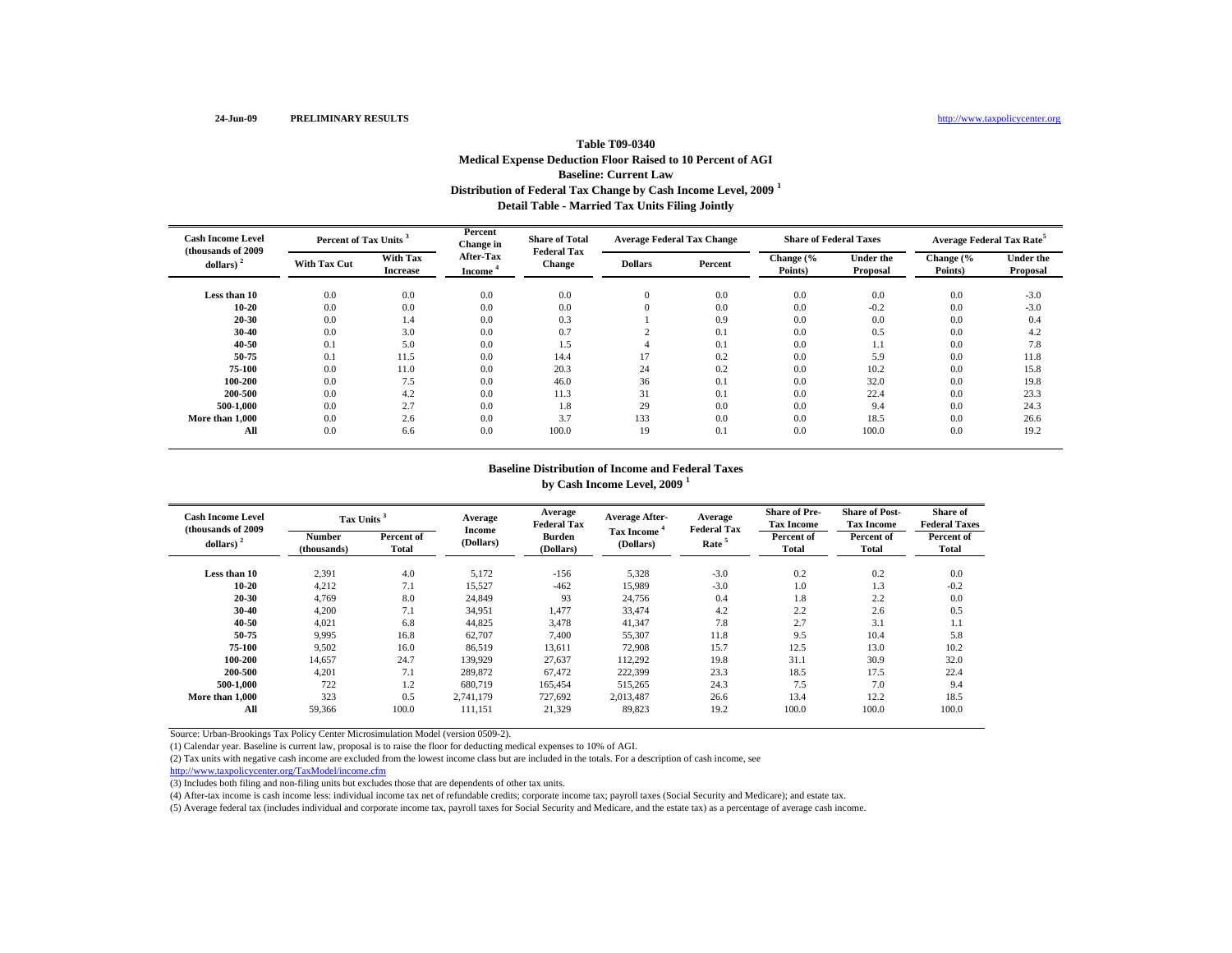24-Jun-09 **PRELIMINARY RESULTS** http://www.taxpolicycenter.org

## Table T09-0340
## Medical Expense Deduction Floor Raised to 10 Percent of AGI
## Baseline: Current Law
## Distribution of Federal Tax Change by Cash Income Level, 2009 [1]
## Detail Table - Married Tax Units Filing Jointly

| Cash Income Level (thousands of 2009 dollars) [2] | Percent of Tax Units [3] | | Percent Change in After-Tax Income [4] | Share of Total Federal Tax Change | Average Federal Tax Change | | Share of Federal Taxes | | Average Federal Tax Rate [5] | |
|---|---|---|---|---|---|---|---|---|---|---|
| | With Tax Cut | With Tax Increase | | | Dollars | Percent | Change (% Points) | Under the Proposal | Change (% Points) | Under the Proposal |
| Less than 10 | 0.0 | 0.0 | 0.0 | 0.0 | 0 | 0.0 | 0.0 | 0.0 | 0.0 | -3.0 |
| 10-20 | 0.0 | 0.0 | 0.0 | 0.0 | 0 | 0.0 | 0.0 | -0.2 | 0.0 | -3.0 |
| 20-30 | 0.0 | 1.4 | 0.0 | 0.3 | 1 | 0.9 | 0.0 | 0.0 | 0.0 | 0.4 |
| 30-40 | 0.0 | 3.0 | 0.0 | 0.7 | 2 | 0.1 | 0.0 | 0.5 | 0.0 | 4.2 |
| 40-50 | 0.1 | 5.0 | 0.0 | 1.5 | 4 | 0.1 | 0.0 | 1.1 | 0.0 | 7.8 |
| 50-75 | 0.1 | 11.5 | 0.0 | 14.4 | 17 | 0.2 | 0.0 | 5.9 | 0.0 | 11.8 |
| 75-100 | 0.0 | 11.0 | 0.0 | 20.3 | 24 | 0.2 | 0.0 | 10.2 | 0.0 | 15.8 |
| 100-200 | 0.0 | 7.5 | 0.0 | 46.0 | 36 | 0.1 | 0.0 | 32.0 | 0.0 | 19.8 |
| 200-500 | 0.0 | 4.2 | 0.0 | 11.3 | 31 | 0.1 | 0.0 | 22.4 | 0.0 | 23.3 |
| 500-1,000 | 0.0 | 2.7 | 0.0 | 1.8 | 29 | 0.0 | 0.0 | 9.4 | 0.0 | 24.3 |
| More than 1,000 | 0.0 | 2.6 | 0.0 | 3.7 | 133 | 0.0 | 0.0 | 18.5 | 0.0 | 26.6 |
| All | 0.0 | 6.6 | 0.0 | 100.0 | 19 | 0.1 | 0.0 | 100.0 | 0.0 | 19.2 |

### Baseline Distribution of Income and Federal Taxes by Cash Income Level, 2009 [1]

| Cash Income Level (thousands of 2009 dollars) [2] | Tax Units [3] | | Average Income (Dollars) | Average Federal Tax Burden (Dollars) | Average After-Tax Income [4] (Dollars) | Average Federal Tax Rate [5] | Share of Pre-Tax Income | Share of Post-Tax Income | Share of Federal Taxes |
|---|---|---|---|---|---|---|---|---|---|
| | Number (thousands) | Percent of Total | | | | | Percent of Total | Percent of Total | Percent of Total |
| Less than 10 | 2,391 | 4.0 | 5,172 | -156 | 5,328 | -3.0 | 0.2 | 0.2 | 0.0 |
| 10-20 | 4,212 | 7.1 | 15,527 | -462 | 15,989 | -3.0 | 1.0 | 1.3 | -0.2 |
| 20-30 | 4,769 | 8.0 | 24,849 | 93 | 24,756 | 0.4 | 1.8 | 2.2 | 0.0 |
| 30-40 | 4,200 | 7.1 | 34,951 | 1,477 | 33,474 | 4.2 | 2.2 | 2.6 | 0.5 |
| 40-50 | 4,021 | 6.8 | 44,825 | 3,478 | 41,347 | 7.8 | 2.7 | 3.1 | 1.1 |
| 50-75 | 9,995 | 16.8 | 62,707 | 7,400 | 55,307 | 11.8 | 9.5 | 10.4 | 5.8 |
| 75-100 | 9,502 | 16.0 | 86,519 | 13,611 | 72,908 | 15.7 | 12.5 | 13.0 | 10.2 |
| 100-200 | 14,657 | 24.7 | 139,929 | 27,637 | 112,292 | 19.8 | 31.1 | 30.9 | 32.0 |
| 200-500 | 4,201 | 7.1 | 289,872 | 67,472 | 222,399 | 23.3 | 18.5 | 17.5 | 22.4 |
| 500-1,000 | 722 | 1.2 | 680,719 | 165,454 | 515,265 | 24.3 | 7.5 | 7.0 | 9.4 |
| More than 1,000 | 323 | 0.5 | 2,741,179 | 727,692 | 2,013,487 | 26.6 | 13.4 | 12.2 | 18.5 |
| All | 59,366 | 100.0 | 111,151 | 21,329 | 89,823 | 19.2 | 100.0 | 100.0 | 100.0 |

Source: Urban-Brookings Tax Policy Center Microsimulation Model (version 0509-2).

(1) Calendar year. Baseline is current law, proposal is to raise the floor for deducting medical expenses to 10% of AGI.

(2) Tax units with negative cash income are excluded from the lowest income class but are included in the totals. For a description of cash income, see http://www.taxpolicycenter.org/TaxModel/income.cfm

(3) Includes both filing and non-filing units but excludes those that are dependents of other tax units.

(4) After-tax income is cash income less: individual income tax net of refundable credits; corporate income tax; payroll taxes (Social Security and Medicare); and estate tax.

(5) Average federal tax (includes individual and corporate income tax, payroll taxes for Social Security and Medicare, and the estate tax) as a percentage of average cash income.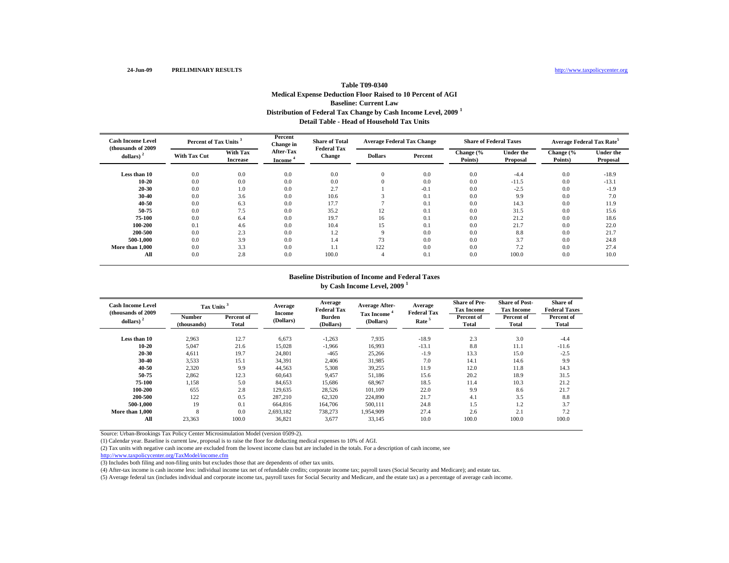24-Jun-09 **PRELIMINARY RESULTS** http://www.taxpolicycenter.org

### Table T09-0340
### Medical Expense Deduction Floor Raised to 10 Percent of AGI
### Baseline: Current Law
### Distribution of Federal Tax Change by Cash Income Level, 2009 [1]
### Detail Table - Head of Household Tax Units

| Cash Income Level (thousands of 2009 dollars) [2] | Percent of Tax Units [3] | | Percent Change in After-Tax Income [4] | Share of Total Federal Tax Change | Average Federal Tax Change | | Share of Federal Taxes | | Average Federal Tax Rate [5] | |
|---|---|---|---|---|---|---|---|---|---|---|
| | With Tax Cut | With Tax Increase | | | Dollars | Percent | Change (% Points) | Under the Proposal | Change (% Points) | Under the Proposal |
| Less than 10 | 0.0 | 0.0 | 0.0 | 0.0 | 0 | 0.0 | 0.0 | -4.4 | 0.0 | -18.9 |
| 10-20 | 0.0 | 0.0 | 0.0 | 0.0 | 0 | 0.0 | 0.0 | -11.5 | 0.0 | -13.1 |
| 20-30 | 0.0 | 1.0 | 0.0 | 2.7 | 1 | -0.1 | 0.0 | -2.5 | 0.0 | -1.9 |
| 30-40 | 0.0 | 3.6 | 0.0 | 10.6 | 3 | 0.1 | 0.0 | 9.9 | 0.0 | 7.0 |
| 40-50 | 0.0 | 6.3 | 0.0 | 17.7 | 7 | 0.1 | 0.0 | 14.3 | 0.0 | 11.9 |
| 50-75 | 0.0 | 7.5 | 0.0 | 35.2 | 12 | 0.1 | 0.0 | 31.5 | 0.0 | 15.6 |
| 75-100 | 0.0 | 6.4 | 0.0 | 19.7 | 16 | 0.1 | 0.0 | 21.2 | 0.0 | 18.6 |
| 100-200 | 0.1 | 4.6 | 0.0 | 10.4 | 15 | 0.1 | 0.0 | 21.7 | 0.0 | 22.0 |
| 200-500 | 0.0 | 2.3 | 0.0 | 1.2 | 9 | 0.0 | 0.0 | 8.8 | 0.0 | 21.7 |
| 500-1,000 | 0.0 | 3.9 | 0.0 | 1.4 | 73 | 0.0 | 0.0 | 3.7 | 0.0 | 24.8 |
| More than 1,000 | 0.0 | 3.3 | 0.0 | 1.1 | 122 | 0.0 | 0.0 | 7.2 | 0.0 | 27.4 |
| All | 0.0 | 2.8 | 0.0 | 100.0 | 4 | 0.1 | 0.0 | 100.0 | 0.0 | 10.0 |

### Baseline Distribution of Income and Federal Taxes by Cash Income Level, 2009 [1]

| Cash Income Level (thousands of 2009 dollars) [2] | Tax Units [3] | | Average Income (Dollars) | Average Federal Tax Burden (Dollars) | Average After-Tax Income [4] (Dollars) | Average Federal Tax Rate [5] | Share of Pre-Tax Income | Share of Post-Tax Income | Share of Federal Taxes |
|---|---|---|---|---|---|---|---|---|---|
| | Number (thousands) | Percent of Total | | | | | Percent of Total | Percent of Total | Percent of Total |
| Less than 10 | 2,963 | 12.7 | 6,673 | -1,263 | 7,935 | -18.9 | 2.3 | 3.0 | -4.4 |
| 10-20 | 5,047 | 21.6 | 15,028 | -1,966 | 16,993 | -13.1 | 8.8 | 11.1 | -11.6 |
| 20-30 | 4,611 | 19.7 | 24,801 | -465 | 25,266 | -1.9 | 13.3 | 15.0 | -2.5 |
| 30-40 | 3,533 | 15.1 | 34,391 | 2,406 | 31,985 | 7.0 | 14.1 | 14.6 | 9.9 |
| 40-50 | 2,320 | 9.9 | 44,563 | 5,308 | 39,255 | 11.9 | 12.0 | 11.8 | 14.3 |
| 50-75 | 2,862 | 12.3 | 60,643 | 9,457 | 51,186 | 15.6 | 20.2 | 18.9 | 31.5 |
| 75-100 | 1,158 | 5.0 | 84,653 | 15,686 | 68,967 | 18.5 | 11.4 | 10.3 | 21.2 |
| 100-200 | 655 | 2.8 | 129,635 | 28,526 | 101,109 | 22.0 | 9.9 | 8.6 | 21.7 |
| 200-500 | 122 | 0.5 | 287,210 | 62,320 | 224,890 | 21.7 | 4.1 | 3.5 | 8.8 |
| 500-1,000 | 19 | 0.1 | 664,816 | 164,706 | 500,111 | 24.8 | 1.5 | 1.2 | 3.7 |
| More than 1,000 | 8 | 0.0 | 2,693,182 | 738,273 | 1,954,909 | 27.4 | 2.6 | 2.1 | 7.2 |
| All | 23,363 | 100.0 | 36,821 | 3,677 | 33,145 | 10.0 | 100.0 | 100.0 | 100.0 |

Source: Urban-Brookings Tax Policy Center Microsimulation Model (version 0509-2).

(1) Calendar year. Baseline is current law, proposal is to raise the floor for deducting medical expenses to 10% of AGI.

(2) Tax units with negative cash income are excluded from the lowest income class but are included in the totals. For a description of cash income, see http://www.taxpolicycenter.org/TaxModel/income.cfm

(3) Includes both filing and non-filing units but excludes those that are dependents of other tax units.

(4) After-tax income is cash income less: individual income tax net of refundable credits; corporate income tax; payroll taxes (Social Security and Medicare); and estate tax.

(5) Average federal tax (includes individual and corporate income tax, payroll taxes for Social Security and Medicare, and the estate tax) as a percentage of average cash income.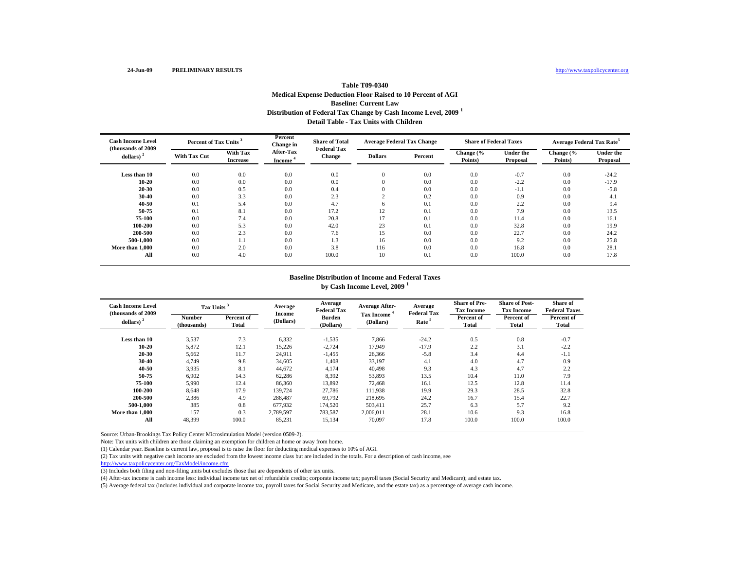24-Jun-09 **PRELIMINARY RESULTS** http://www.taxpolicycenter.org

### Table T09-0340
### Medical Expense Deduction Floor Raised to 10 Percent of AGI
### Baseline: Current Law
### Distribution of Federal Tax Change by Cash Income Level, 2009 [1]
### Detail Table - Tax Units with Children

| Cash Income Level (thousands of 2009 dollars) [2] | Percent of Tax Units [3] | | Percent Change in After-Tax Income [4] | Share of Total Federal Tax Change | Average Federal Tax Change | | Share of Federal Taxes | | Average Federal Tax Rate[5] | |
|---|---|---|---|---|---|---|---|---|---|---|
| | With Tax Cut | With Tax Increase | | | Dollars | Percent | Change (% Points) | Under the Proposal | Change (% Points) | Under the Proposal |
| Less than 10 | 0.0 | 0.0 | 0.0 | 0.0 | 0 | 0.0 | 0.0 | -0.7 | 0.0 | -24.2 |
| 10-20 | 0.0 | 0.0 | 0.0 | 0.0 | 0 | 0.0 | 0.0 | -2.2 | 0.0 | -17.9 |
| 20-30 | 0.0 | 0.5 | 0.0 | 0.4 | 0 | 0.0 | 0.0 | -1.1 | 0.0 | -5.8 |
| 30-40 | 0.0 | 3.3 | 0.0 | 2.3 | 2 | 0.2 | 0.0 | 0.9 | 0.0 | 4.1 |
| 40-50 | 0.1 | 5.4 | 0.0 | 4.7 | 6 | 0.1 | 0.0 | 2.2 | 0.0 | 9.4 |
| 50-75 | 0.1 | 8.1 | 0.0 | 17.2 | 12 | 0.1 | 0.0 | 7.9 | 0.0 | 13.5 |
| 75-100 | 0.0 | 7.4 | 0.0 | 20.8 | 17 | 0.1 | 0.0 | 11.4 | 0.0 | 16.1 |
| 100-200 | 0.0 | 5.3 | 0.0 | 42.0 | 23 | 0.1 | 0.0 | 32.8 | 0.0 | 19.9 |
| 200-500 | 0.0 | 2.3 | 0.0 | 7.6 | 15 | 0.0 | 0.0 | 22.7 | 0.0 | 24.2 |
| 500-1,000 | 0.0 | 1.1 | 0.0 | 1.3 | 16 | 0.0 | 0.0 | 9.2 | 0.0 | 25.8 |
| More than 1,000 | 0.0 | 2.0 | 0.0 | 3.8 | 116 | 0.0 | 0.0 | 16.8 | 0.0 | 28.1 |
| All | 0.0 | 4.0 | 0.0 | 100.0 | 10 | 0.1 | 0.0 | 100.0 | 0.0 | 17.8 |

### Baseline Distribution of Income and Federal Taxes
### by Cash Income Level, 2009 [1]

| Cash Income Level (thousands of 2009 dollars) [2] | Tax Units [3] | | Average Income (Dollars) | Average Federal Tax Burden (Dollars) | Average After-Tax Income [4] (Dollars) | Average Federal Tax Rate [5] | Share of Pre-Tax Income | Share of Post-Tax Income | Share of Federal Taxes |
|---|---|---|---|---|---|---|---|---|---|
| | Number (thousands) | Percent of Total | | | | | Percent of Total | Percent of Total | Percent of Total |
| Less than 10 | 3,537 | 7.3 | 6,332 | -1,535 | 7,866 | -24.2 | 0.5 | 0.8 | -0.7 |
| 10-20 | 5,872 | 12.1 | 15,226 | -2,724 | 17,949 | -17.9 | 2.2 | 3.1 | -2.2 |
| 20-30 | 5,662 | 11.7 | 24,911 | -1,455 | 26,366 | -5.8 | 3.4 | 4.4 | -1.1 |
| 30-40 | 4,749 | 9.8 | 34,605 | 1,408 | 33,197 | 4.1 | 4.0 | 4.7 | 0.9 |
| 40-50 | 3,935 | 8.1 | 44,672 | 4,174 | 40,498 | 9.3 | 4.3 | 4.7 | 2.2 |
| 50-75 | 6,902 | 14.3 | 62,286 | 8,392 | 53,893 | 13.5 | 10.4 | 11.0 | 7.9 |
| 75-100 | 5,990 | 12.4 | 86,360 | 13,892 | 72,468 | 16.1 | 12.5 | 12.8 | 11.4 |
| 100-200 | 8,648 | 17.9 | 139,724 | 27,786 | 111,938 | 19.9 | 29.3 | 28.5 | 32.8 |
| 200-500 | 2,386 | 4.9 | 288,487 | 69,792 | 218,695 | 24.2 | 16.7 | 15.4 | 22.7 |
| 500-1,000 | 385 | 0.8 | 677,932 | 174,520 | 503,411 | 25.7 | 6.3 | 5.7 | 9.2 |
| More than 1,000 | 157 | 0.3 | 2,789,597 | 783,587 | 2,006,011 | 28.1 | 10.6 | 9.3 | 16.8 |
| All | 48,399 | 100.0 | 85,231 | 15,134 | 70,097 | 17.8 | 100.0 | 100.0 | 100.0 |

Source: Urban-Brookings Tax Policy Center Microsimulation Model (version 0509-2).

Note: Tax units with children are those claiming an exemption for children at home or away from home.

(1) Calendar year. Baseline is current law, proposal is to raise the floor for deducting medical expenses to 10% of AGI.

(2) Tax units with negative cash income are excluded from the lowest income class but are included in the totals. For a description of cash income, see http://www.taxpolicycenter.org/TaxModel/income.cfm

(3) Includes both filing and non-filing units but excludes those that are dependents of other tax units.

(4) After-tax income is cash income less: individual income tax net of refundable credits; corporate income tax; payroll taxes (Social Security and Medicare); and estate tax.

(5) Average federal tax (includes individual and corporate income tax, payroll taxes for Social Security and Medicare, and the estate tax) as a percentage of average cash income.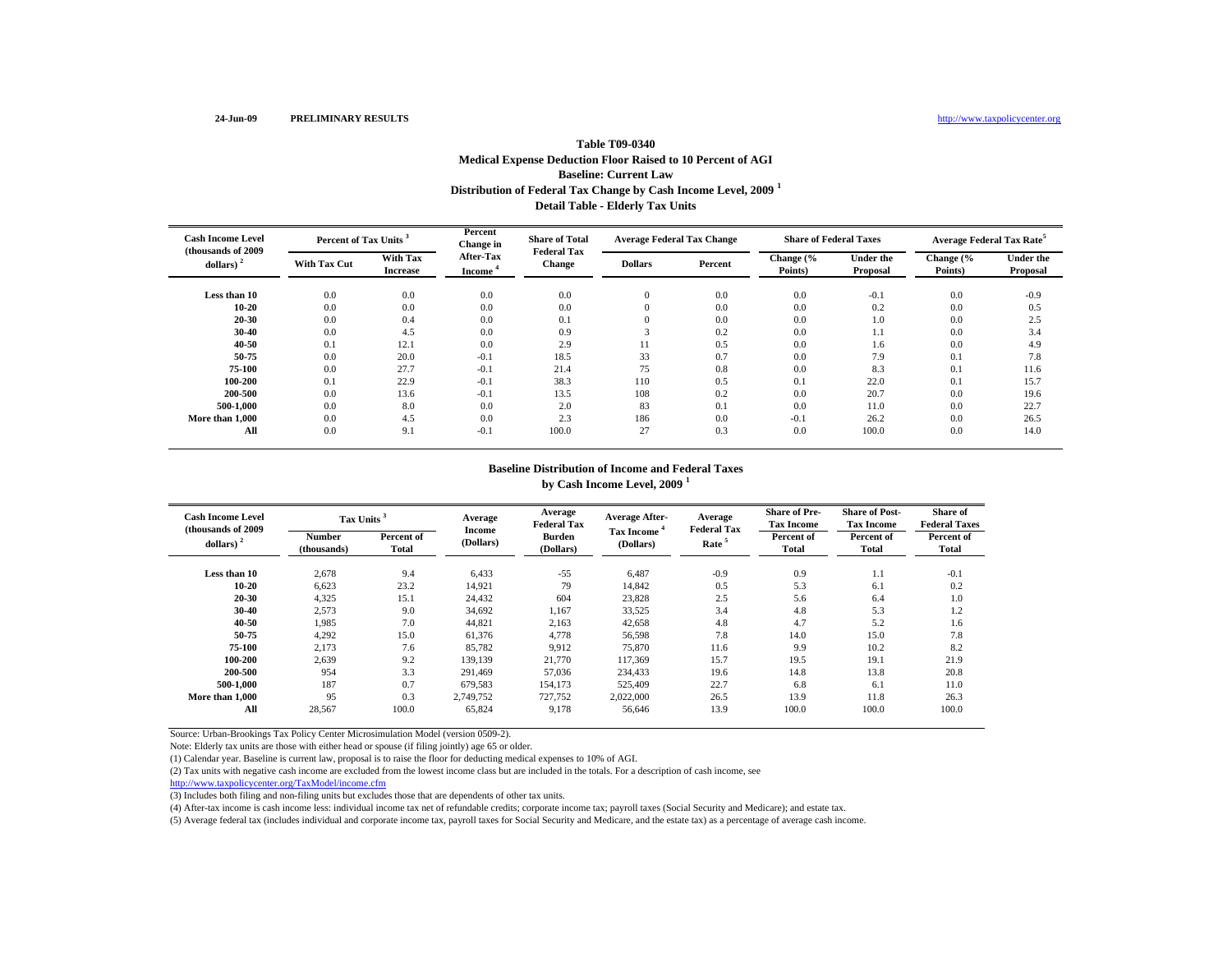24-Jun-09 **PRELIMINARY RESULTS** http://www.taxpolicycenter.org

### Table T09-0340
### Medical Expense Deduction Floor Raised to 10 Percent of AGI
### Baseline: Current Law
### Distribution of Federal Tax Change by Cash Income Level, 2009 [1]
### Detail Table - Elderly Tax Units

| Cash Income Level (thousands of 2009 dollars) [2] | Percent of Tax Units [3] | | Percent Change in After-Tax Income [4] | Share of Total Federal Tax Change | Average Federal Tax Change | | Share of Federal Taxes | | Average Federal Tax Rate [5] | |
|---|---|---|---|---|---|---|---|---|---|---|
| | With Tax Cut | With Tax Increase | | | Dollars | Percent | Change (% Points) | Under the Proposal | Change (% Points) | Under the Proposal |
| Less than 10 | 0.0 | 0.0 | 0.0 | 0.0 | 0 | 0.0 | 0.0 | -0.1 | 0.0 | -0.9 |
| 10-20 | 0.0 | 0.0 | 0.0 | 0.0 | 0 | 0.0 | 0.0 | 0.2 | 0.0 | 0.5 |
| 20-30 | 0.0 | 0.4 | 0.0 | 0.1 | 0 | 0.0 | 0.0 | 1.0 | 0.0 | 2.5 |
| 30-40 | 0.0 | 4.5 | 0.0 | 0.9 | 3 | 0.2 | 0.0 | 1.1 | 0.0 | 3.4 |
| 40-50 | 0.1 | 12.1 | 0.0 | 2.9 | 11 | 0.5 | 0.0 | 1.6 | 0.0 | 4.9 |
| 50-75 | 0.0 | 20.0 | -0.1 | 18.5 | 33 | 0.7 | 0.0 | 7.9 | 0.1 | 7.8 |
| 75-100 | 0.0 | 27.7 | -0.1 | 21.4 | 75 | 0.8 | 0.0 | 8.3 | 0.1 | 11.6 |
| 100-200 | 0.1 | 22.9 | -0.1 | 38.3 | 110 | 0.5 | 0.1 | 22.0 | 0.1 | 15.7 |
| 200-500 | 0.0 | 13.6 | -0.1 | 13.5 | 108 | 0.2 | 0.0 | 20.7 | 0.0 | 19.6 |
| 500-1,000 | 0.0 | 8.0 | 0.0 | 2.0 | 83 | 0.1 | 0.0 | 11.0 | 0.0 | 22.7 |
| More than 1,000 | 0.0 | 4.5 | 0.0 | 2.3 | 186 | 0.0 | -0.1 | 26.2 | 0.0 | 26.5 |
| All | 0.0 | 9.1 | -0.1 | 100.0 | 27 | 0.3 | 0.0 | 100.0 | 0.0 | 14.0 |

### Baseline Distribution of Income and Federal Taxes by Cash Income Level, 2009 [1]

| Cash Income Level (thousands of 2009 dollars) [2] | Tax Units [3] | | Average Income (Dollars) | Average Federal Tax Burden (Dollars) | Average After-Tax Income [4] (Dollars) | Average Federal Tax Rate [5] | Share of Pre-Tax Income | Share of Post-Tax Income | Share of Federal Taxes |
|---|---|---|---|---|---|---|---|---|---|
| | Number (thousands) | Percent of Total | | | | | Percent of Total | Percent of Total | Percent of Total |
| Less than 10 | 2,678 | 9.4 | 6,433 | -55 | 6,487 | -0.9 | 0.9 | 1.1 | -0.1 |
| 10-20 | 6,623 | 23.2 | 14,921 | 79 | 14,842 | 0.5 | 5.3 | 6.1 | 0.2 |
| 20-30 | 4,325 | 15.1 | 24,432 | 604 | 23,828 | 2.5 | 5.6 | 6.4 | 1.0 |
| 30-40 | 2,573 | 9.0 | 34,692 | 1,167 | 33,525 | 3.4 | 4.8 | 5.3 | 1.2 |
| 40-50 | 1,985 | 7.0 | 44,821 | 2,163 | 42,658 | 4.8 | 4.7 | 5.2 | 1.6 |
| 50-75 | 4,292 | 15.0 | 61,376 | 4,778 | 56,598 | 7.8 | 14.0 | 15.0 | 7.8 |
| 75-100 | 2,173 | 7.6 | 85,782 | 9,912 | 75,870 | 11.6 | 9.9 | 10.2 | 8.2 |
| 100-200 | 2,639 | 9.2 | 139,139 | 21,770 | 117,369 | 15.7 | 19.5 | 19.1 | 21.9 |
| 200-500 | 954 | 3.3 | 291,469 | 57,036 | 234,433 | 19.6 | 14.8 | 13.8 | 20.8 |
| 500-1,000 | 187 | 0.7 | 679,583 | 154,173 | 525,409 | 22.7 | 6.8 | 6.1 | 11.0 |
| More than 1,000 | 95 | 0.3 | 2,749,752 | 727,752 | 2,022,000 | 26.5 | 13.9 | 11.8 | 26.3 |
| All | 28,567 | 100.0 | 65,824 | 9,178 | 56,646 | 13.9 | 100.0 | 100.0 | 100.0 |

Source: Urban-Brookings Tax Policy Center Microsimulation Model (version 0509-2).

Note: Elderly tax units are those with either head or spouse (if filing jointly) age 65 or older.

(1) Calendar year. Baseline is current law, proposal is to raise the floor for deducting medical expenses to 10% of AGI.

(2) Tax units with negative cash income are excluded from the lowest income class but are included in the totals. For a description of cash income, see http://www.taxpolicycenter.org/TaxModel/income.cfm

(3) Includes both filing and non-filing units but excludes those that are dependents of other tax units.

(4) After-tax income is cash income less: individual income tax net of refundable credits; corporate income tax; payroll taxes (Social Security and Medicare); and estate tax.

(5) Average federal tax (includes individual and corporate income tax, payroll taxes for Social Security and Medicare, and the estate tax) as a percentage of average cash income.